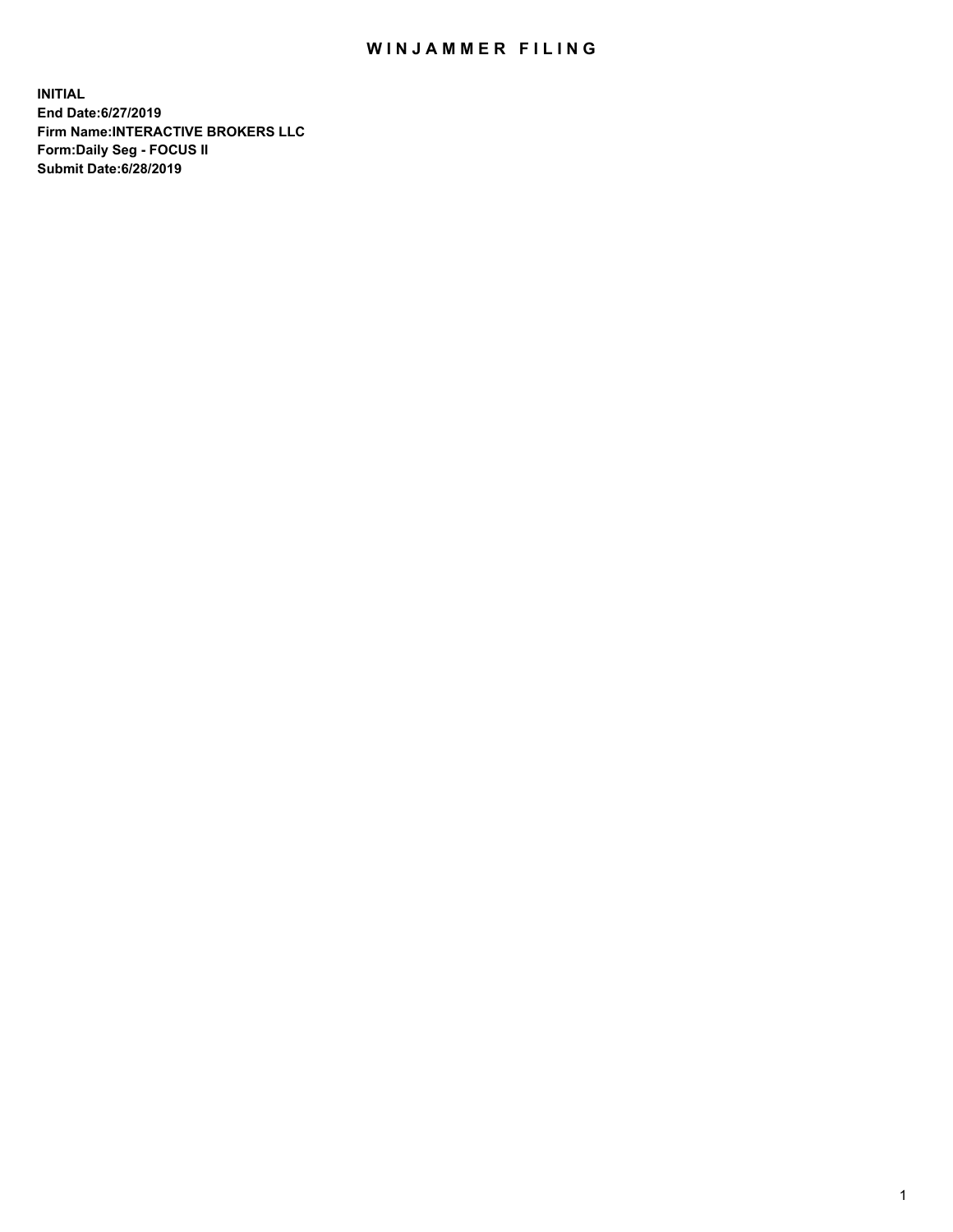# WINJAMMER FILING

**INITIAL**
**End Date:6/27/2019**
**Firm Name:INTERACTIVE BROKERS LLC**
**Form:Daily Seg - FOCUS II**
**Submit Date:6/28/2019**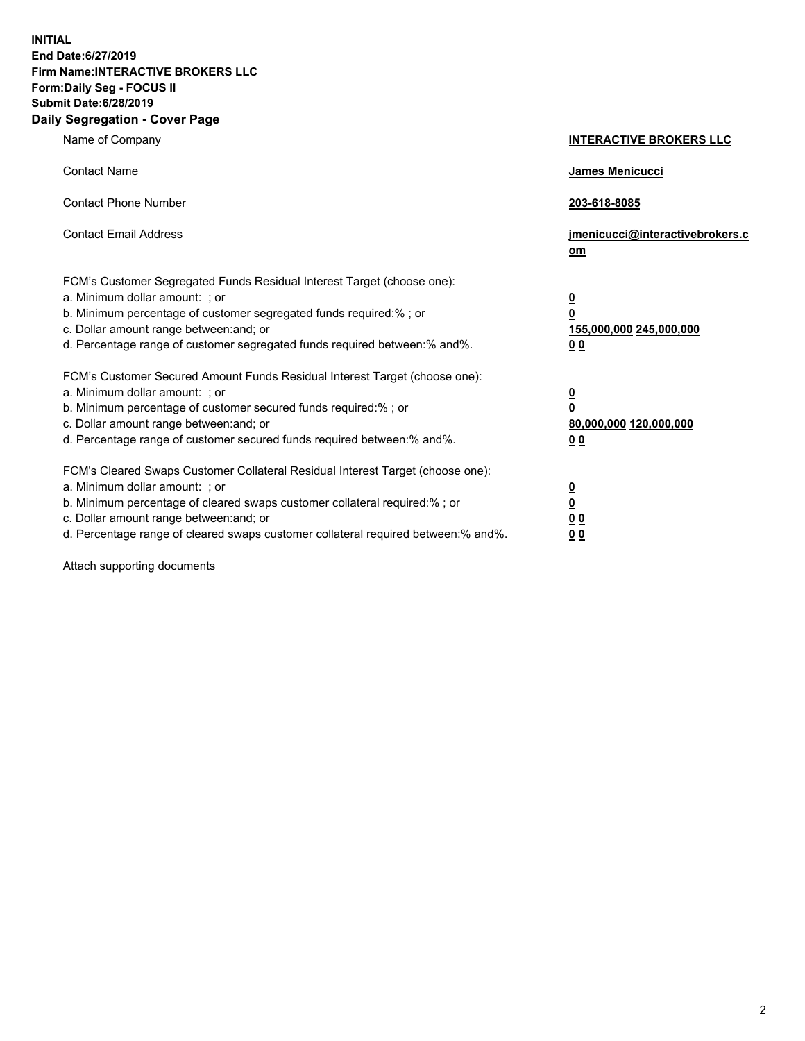**INITIAL**
**End Date:6/27/2019**
**Firm Name:INTERACTIVE BROKERS LLC**
**Form:Daily Seg - FOCUS II**
**Submit Date:6/28/2019**

## Daily Segregation - Cover Page

| | |
|---|---|
| Name of Company | **INTERACTIVE BROKERS LLC** |
| Contact Name | **James Menicucci** |
| Contact Phone Number | **203-618-8085** |
| Contact Email Address | **jmenicucci@interactivebrokers.com** |

FCM's Customer Segregated Funds Residual Interest Target (choose one):

| | |
|---|---|
| a. Minimum dollar amount: ; or | **0** |
| b. Minimum percentage of customer segregated funds required:% ; or | **0** |
| c. Dollar amount range between:and; or | **155,000,000 245,000,000** |
| d. Percentage range of customer segregated funds required between:% and%. | **0 0** |

FCM's Customer Secured Amount Funds Residual Interest Target (choose one):

| | |
|---|---|
| a. Minimum dollar amount: ; or | **0** |
| b. Minimum percentage of customer secured funds required:% ; or | **0** |
| c. Dollar amount range between:and; or | **80,000,000 120,000,000** |
| d. Percentage range of customer secured funds required between:% and%. | **0 0** |

FCM's Cleared Swaps Customer Collateral Residual Interest Target (choose one):

| | |
|---|---|
| a. Minimum dollar amount: ; or | **0** |
| b. Minimum percentage of cleared swaps customer collateral required:% ; or | **0** |
| c. Dollar amount range between:and; or | **0 0** |
| d. Percentage range of cleared swaps customer collateral required between:% and%. | **0 0** |

Attach supporting documents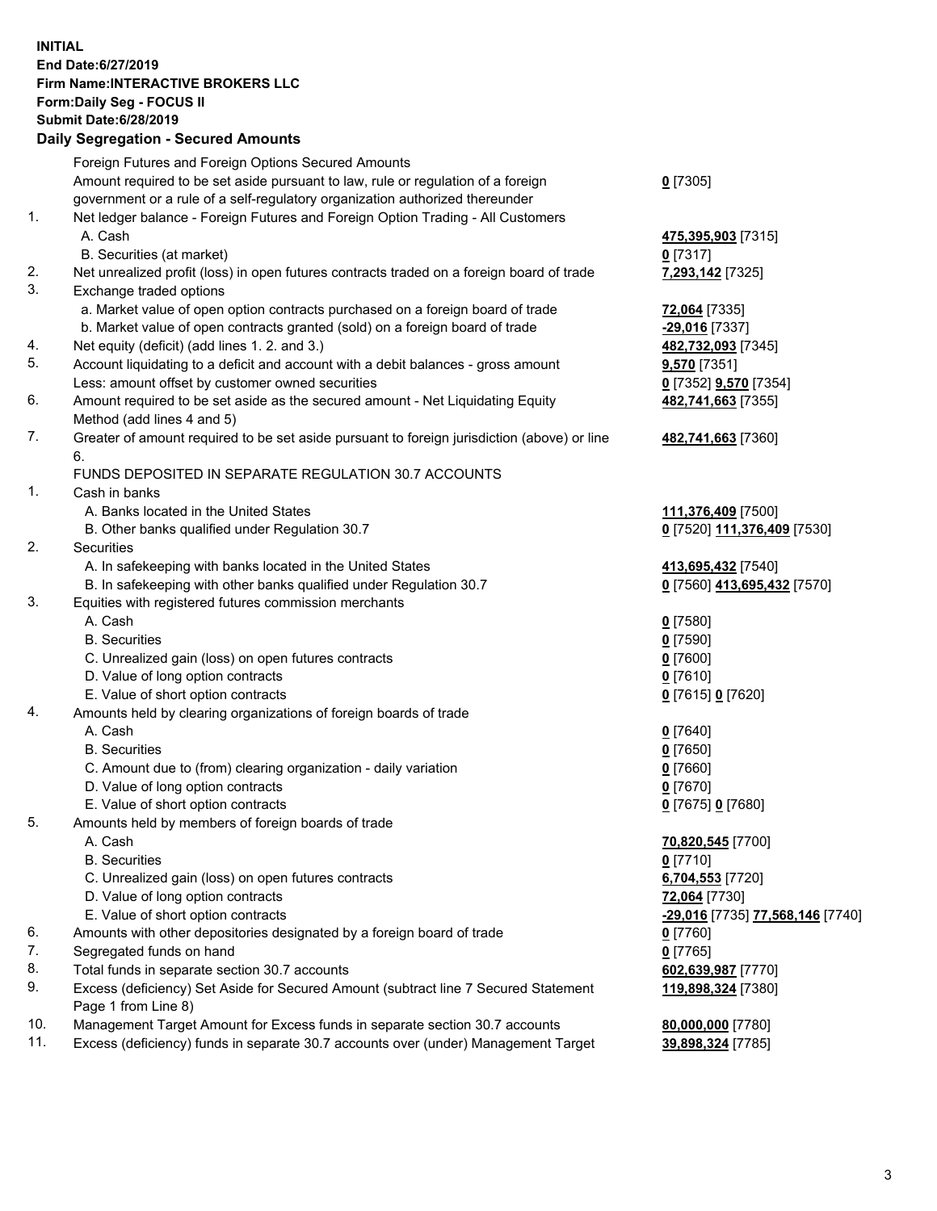**INITIAL**
**End Date:6/27/2019**
**Firm Name:INTERACTIVE BROKERS LLC**
**Form:Daily Seg - FOCUS II**
**Submit Date:6/28/2019**

### Daily Segregation - Secured Amounts

| | | |
|---|---|---|
| | Foreign Futures and Foreign Options Secured Amounts | |
| | Amount required to be set aside pursuant to law, rule or regulation of a foreign government or a rule of a self-regulatory organization authorized thereunder | **0** [7305] |
| 1. | Net ledger balance - Foreign Futures and Foreign Option Trading - All Customers | |
| | A. Cash | **475,395,903** [7315] |
| | B. Securities (at market) | **0** [7317] |
| 2. | Net unrealized profit (loss) in open futures contracts traded on a foreign board of trade | **7,293,142** [7325] |
| 3. | Exchange traded options | |
| | a. Market value of open option contracts purchased on a foreign board of trade | **72,064** [7335] |
| | b. Market value of open contracts granted (sold) on a foreign board of trade | **-29,016** [7337] |
| 4. | Net equity (deficit) (add lines 1. 2. and 3.) | **482,732,093** [7345] |
| 5. | Account liquidating to a deficit and account with a debit balances - gross amount | **9,570** [7351] |
| | Less: amount offset by customer owned securities | **0** [7352] **9,570** [7354] |
| 6. | Amount required to be set aside as the secured amount - Net Liquidating Equity Method (add lines 4 and 5) | **482,741,663** [7355] |
| 7. | Greater of amount required to be set aside pursuant to foreign jurisdiction (above) or line 6. | **482,741,663** [7360] |
| | FUNDS DEPOSITED IN SEPARATE REGULATION 30.7 ACCOUNTS | |
| 1. | Cash in banks | |
| | A. Banks located in the United States | **111,376,409** [7500] |
| | B. Other banks qualified under Regulation 30.7 | **0** [7520] **111,376,409** [7530] |
| 2. | Securities | |
| | A. In safekeeping with banks located in the United States | **413,695,432** [7540] |
| | B. In safekeeping with other banks qualified under Regulation 30.7 | **0** [7560] **413,695,432** [7570] |
| 3. | Equities with registered futures commission merchants | |
| | A. Cash | **0** [7580] |
| | B. Securities | **0** [7590] |
| | C. Unrealized gain (loss) on open futures contracts | **0** [7600] |
| | D. Value of long option contracts | **0** [7610] |
| | E. Value of short option contracts | **0** [7615] **0** [7620] |
| 4. | Amounts held by clearing organizations of foreign boards of trade | |
| | A. Cash | **0** [7640] |
| | B. Securities | **0** [7650] |
| | C. Amount due to (from) clearing organization - daily variation | **0** [7660] |
| | D. Value of long option contracts | **0** [7670] |
| | E. Value of short option contracts | **0** [7675] **0** [7680] |
| 5. | Amounts held by members of foreign boards of trade | |
| | A. Cash | **70,820,545** [7700] |
| | B. Securities | **0** [7710] |
| | C. Unrealized gain (loss) on open futures contracts | **6,704,553** [7720] |
| | D. Value of long option contracts | **72,064** [7730] |
| | E. Value of short option contracts | **-29,016** [7735] **77,568,146** [7740] |
| 6. | Amounts with other depositories designated by a foreign board of trade | **0** [7760] |
| 7. | Segregated funds on hand | **0** [7765] |
| 8. | Total funds in separate section 30.7 accounts | **602,639,987** [7770] |
| 9. | Excess (deficiency) Set Aside for Secured Amount (subtract line 7 Secured Statement Page 1 from Line 8) | **119,898,324** [7380] |
| 10. | Management Target Amount for Excess funds in separate section 30.7 accounts | **80,000,000** [7780] |
| 11. | Excess (deficiency) funds in separate 30.7 accounts over (under) Management Target | **39,898,324** [7785] |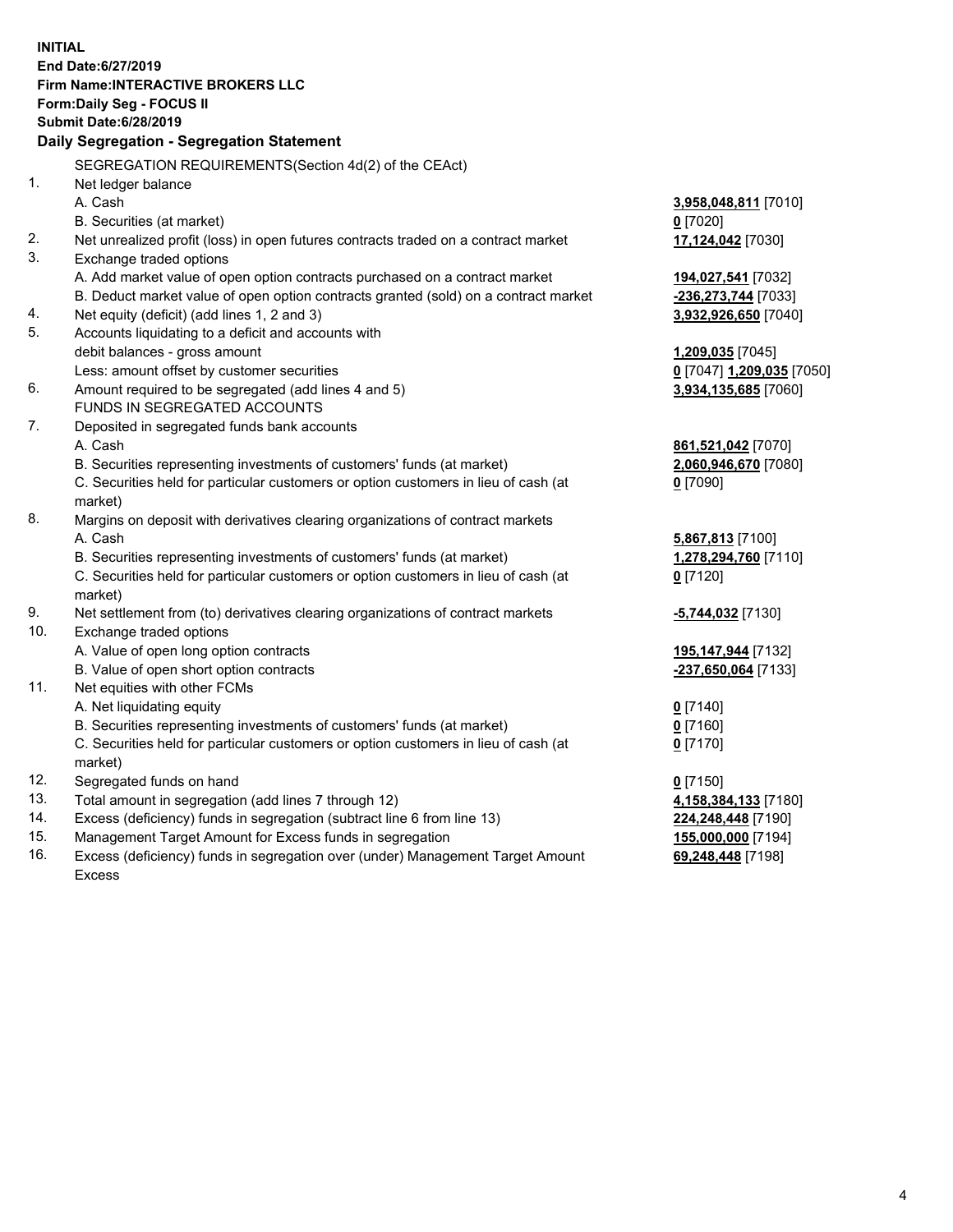**INITIAL**
**End Date:6/27/2019**
**Firm Name:INTERACTIVE BROKERS LLC**
**Form:Daily Seg - FOCUS II**
**Submit Date:6/28/2019**

## Daily Segregation - Segregation Statement

| | | |
|---|---|---|
| | SEGREGATION REQUIREMENTS(Section 4d(2) of the CEAct) | |
| 1. | Net ledger balance | |
| | A. Cash | **3,958,048,811** [7010] |
| | B. Securities (at market) | **0** [7020] |
| 2. | Net unrealized profit (loss) in open futures contracts traded on a contract market | **17,124,042** [7030] |
| 3. | Exchange traded options | |
| | A. Add market value of open option contracts purchased on a contract market | **194,027,541** [7032] |
| | B. Deduct market value of open option contracts granted (sold) on a contract market | **-236,273,744** [7033] |
| 4. | Net equity (deficit) (add lines 1, 2 and 3) | **3,932,926,650** [7040] |
| 5. | Accounts liquidating to a deficit and accounts with | |
| | debit balances - gross amount | **1,209,035** [7045] |
| | Less: amount offset by customer securities | **0** [7047] **1,209,035** [7050] |
| 6. | Amount required to be segregated (add lines 4 and 5) | **3,934,135,685** [7060] |
| | FUNDS IN SEGREGATED ACCOUNTS | |
| 7. | Deposited in segregated funds bank accounts | |
| | A. Cash | **861,521,042** [7070] |
| | B. Securities representing investments of customers' funds (at market) | **2,060,946,670** [7080] |
| | C. Securities held for particular customers or option customers in lieu of cash (at market) | **0** [7090] |
| 8. | Margins on deposit with derivatives clearing organizations of contract markets | |
| | A. Cash | **5,867,813** [7100] |
| | B. Securities representing investments of customers' funds (at market) | **1,278,294,760** [7110] |
| | C. Securities held for particular customers or option customers in lieu of cash (at market) | **0** [7120] |
| 9. | Net settlement from (to) derivatives clearing organizations of contract markets | **-5,744,032** [7130] |
| 10. | Exchange traded options | |
| | A. Value of open long option contracts | **195,147,944** [7132] |
| | B. Value of open short option contracts | **-237,650,064** [7133] |
| 11. | Net equities with other FCMs | |
| | A. Net liquidating equity | **0** [7140] |
| | B. Securities representing investments of customers' funds (at market) | **0** [7160] |
| | C. Securities held for particular customers or option customers in lieu of cash (at market) | **0** [7170] |
| 12. | Segregated funds on hand | **0** [7150] |
| 13. | Total amount in segregation (add lines 7 through 12) | **4,158,384,133** [7180] |
| 14. | Excess (deficiency) funds in segregation (subtract line 6 from line 13) | **224,248,448** [7190] |
| 15. | Management Target Amount for Excess funds in segregation | **155,000,000** [7194] |
| 16. | Excess (deficiency) funds in segregation over (under) Management Target Amount Excess | **69,248,448** [7198] |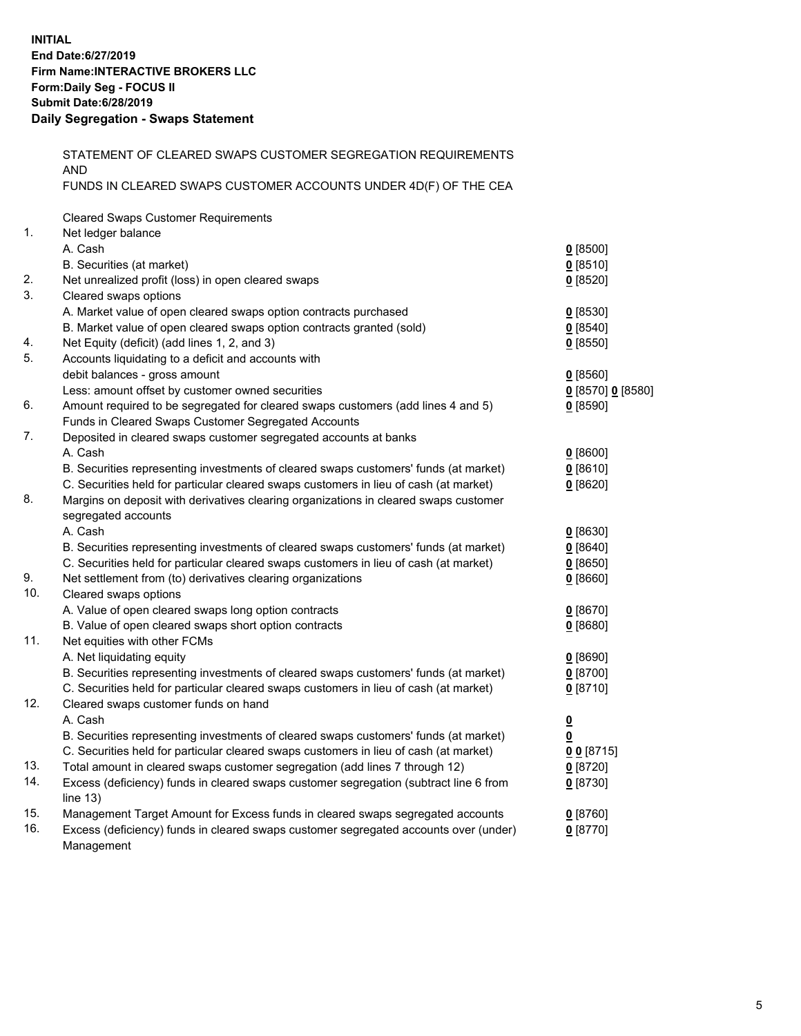**INITIAL**
**End Date:6/27/2019**
**Firm Name:INTERACTIVE BROKERS LLC**
**Form:Daily Seg - FOCUS II**
**Submit Date:6/28/2019**
**Daily Segregation - Swaps Statement**

STATEMENT OF CLEARED SWAPS CUSTOMER SEGREGATION REQUIREMENTS AND FUNDS IN CLEARED SWAPS CUSTOMER ACCOUNTS UNDER 4D(F) OF THE CEA

| | | |
|---|---|---|
| | Cleared Swaps Customer Requirements | |
| 1. | Net ledger balance | |
| | A. Cash | 0 [8500] |
| | B. Securities (at market) | 0 [8510] |
| 2. | Net unrealized profit (loss) in open cleared swaps | 0 [8520] |
| 3. | Cleared swaps options | |
| | A. Market value of open cleared swaps option contracts purchased | 0 [8530] |
| | B. Market value of open cleared swaps option contracts granted (sold) | 0 [8540] |
| 4. | Net Equity (deficit) (add lines 1, 2, and 3) | 0 [8550] |
| 5. | Accounts liquidating to a deficit and accounts with debit balances - gross amount | 0 [8560] |
| | Less: amount offset by customer owned securities | 0 [8570] 0 [8580] |
| 6. | Amount required to be segregated for cleared swaps customers (add lines 4 and 5) | 0 [8590] |
| | Funds in Cleared Swaps Customer Segregated Accounts | |
| 7. | Deposited in cleared swaps customer segregated accounts at banks | |
| | A. Cash | 0 [8600] |
| | B. Securities representing investments of cleared swaps customers' funds (at market) | 0 [8610] |
| | C. Securities held for particular cleared swaps customers in lieu of cash (at market) | 0 [8620] |
| 8. | Margins on deposit with derivatives clearing organizations in cleared swaps customer segregated accounts | |
| | A. Cash | 0 [8630] |
| | B. Securities representing investments of cleared swaps customers' funds (at market) | 0 [8640] |
| | C. Securities held for particular cleared swaps customers in lieu of cash (at market) | 0 [8650] |
| 9. | Net settlement from (to) derivatives clearing organizations | 0 [8660] |
| 10. | Cleared swaps options | |
| | A. Value of open cleared swaps long option contracts | 0 [8670] |
| | B. Value of open cleared swaps short option contracts | 0 [8680] |
| 11. | Net equities with other FCMs | |
| | A. Net liquidating equity | 0 [8690] |
| | B. Securities representing investments of cleared swaps customers' funds (at market) | 0 [8700] |
| | C. Securities held for particular cleared swaps customers in lieu of cash (at market) | 0 [8710] |
| 12. | Cleared swaps customer funds on hand | |
| | A. Cash | 0 |
| | B. Securities representing investments of cleared swaps customers' funds (at market) | 0 |
| | C. Securities held for particular cleared swaps customers in lieu of cash (at market) | 0 0 [8715] |
| 13. | Total amount in cleared swaps customer segregation (add lines 7 through 12) | 0 [8720] |
| 14. | Excess (deficiency) funds in cleared swaps customer segregation (subtract line 6 from line 13) | 0 [8730] |
| 15. | Management Target Amount for Excess funds in cleared swaps segregated accounts | 0 [8760] |
| 16. | Excess (deficiency) funds in cleared swaps customer segregated accounts over (under) Management | 0 [8770] |